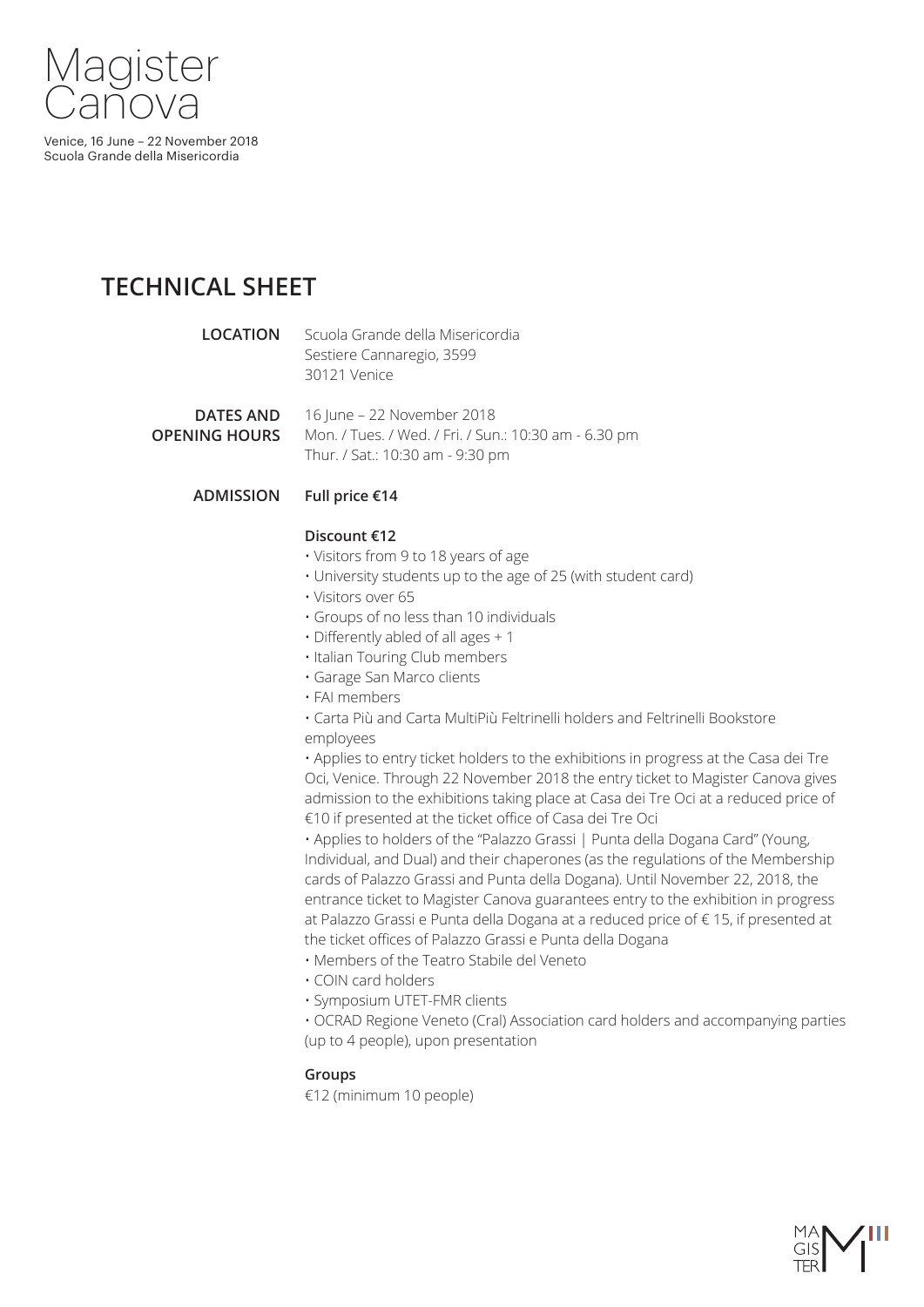# Magister Canova

Venice, 16 June – 22 November 2018
Scuola Grande della Misericordia

## TECHNICAL SHEET

**LOCATION**
Scuola Grande della Misericordia
Sestiere Cannaregio, 3599
30121 Venice

**DATES AND OPENING HOURS**
16 June – 22 November 2018
Mon. / Tues. / Wed. / Fri. / Sun.: 10:30 am - 6.30 pm
Thur. / Sat.: 10:30 am - 9:30 pm

**ADMISSION**

**Full price €14**

**Discount €12**

- Visitors from 9 to 18 years of age
- University students up to the age of 25 (with student card)
- Visitors over 65
- Groups of no less than 10 individuals
- Differently abled of all ages + 1
- Italian Touring Club members
- Garage San Marco clients
- FAI members
- Carta Più and Carta MultiPiù Feltrinelli holders and Feltrinelli Bookstore employees
- Applies to entry ticket holders to the exhibitions in progress at the Casa dei Tre Oci, Venice. Through 22 November 2018 the entry ticket to Magister Canova gives admission to the exhibitions taking place at Casa dei Tre Oci at a reduced price of €10 if presented at the ticket office of Casa dei Tre Oci
- Applies to holders of the "Palazzo Grassi | Punta della Dogana Card" (Young, Individual, and Dual) and their chaperones (as the regulations of the Membership cards of Palazzo Grassi and Punta della Dogana). Until November 22, 2018, the entrance ticket to Magister Canova guarantees entry to the exhibition in progress at Palazzo Grassi e Punta della Dogana at a reduced price of € 15, if presented at the ticket offices of Palazzo Grassi e Punta della Dogana
- Members of the Teatro Stabile del Veneto
- COIN card holders
- Symposium UTET-FMR clients
- OCRAD Regione Veneto (Cral) Association card holders and accompanying parties (up to 4 people), upon presentation

**Groups**

€12 (minimum 10 people)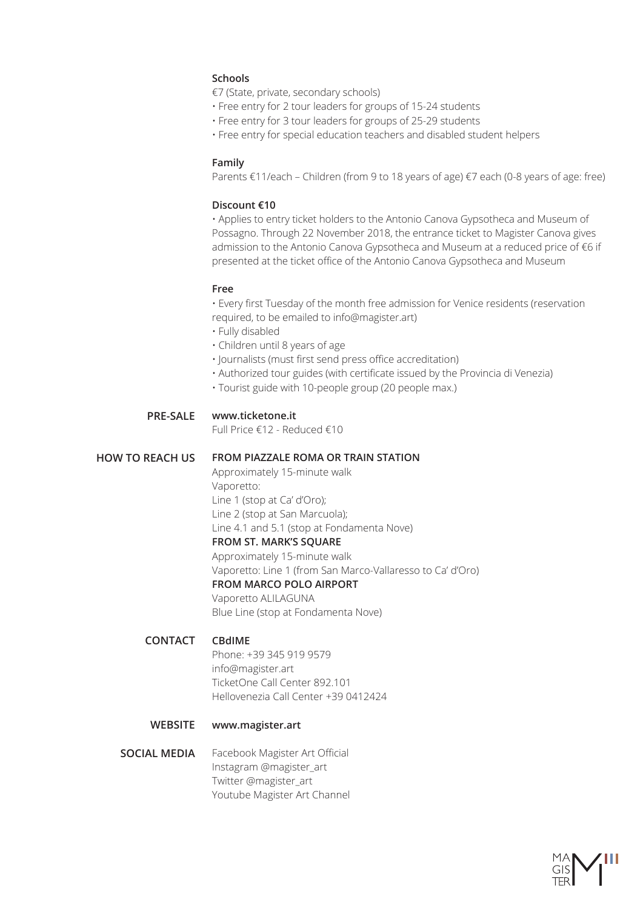**Schools**

€7 (State, private, secondary schools)

- Free entry for 2 tour leaders for groups of 15-24 students
- Free entry for 3 tour leaders for groups of 25-29 students
- Free entry for special education teachers and disabled student helpers

**Family**

Parents €11/each – Children (from 9 to 18 years of age) €7 each (0-8 years of age: free)

**Discount €10**

- Applies to entry ticket holders to the Antonio Canova Gypsotheca and Museum of Possagno. Through 22 November 2018, the entrance ticket to Magister Canova gives admission to the Antonio Canova Gypsotheca and Museum at a reduced price of €6 if presented at the ticket office of the Antonio Canova Gypsotheca and Museum

**Free**

- Every first Tuesday of the month free admission for Venice residents (reservation required, to be emailed to info@magister.art)
- Fully disabled
- Children until 8 years of age
- Journalists (must first send press office accreditation)
- Authorized tour guides (with certificate issued by the Provincia di Venezia)
- Tourist guide with 10-people group (20 people max.)

**PRE-SALE**

**www.ticketone.it**

Full Price €12 - Reduced €10

**HOW TO REACH US**

**FROM PIAZZALE ROMA OR TRAIN STATION**

Approximately 15-minute walk

Vaporetto:

Line 1 (stop at Ca' d'Oro);

Line 2 (stop at San Marcuola);

Line 4.1 and 5.1 (stop at Fondamenta Nove)

**FROM ST. MARK'S SQUARE**

Approximately 15-minute walk

Vaporetto: Line 1 (from San Marco-Vallaresso to Ca' d'Oro)

**FROM MARCO POLO AIRPORT**

Vaporetto ALILAGUNA

Blue Line (stop at Fondamenta Nove)

**CONTACT**

**CBdIME**

Phone: +39 345 919 9579

info@magister.art

TicketOne Call Center 892.101

Hellovenezia Call Center +39 0412424

**WEBSITE**

**www.magister.art**

**SOCIAL MEDIA**

Facebook Magister Art Official

Instagram @magister_art

Twitter @magister_art

Youtube Magister Art Channel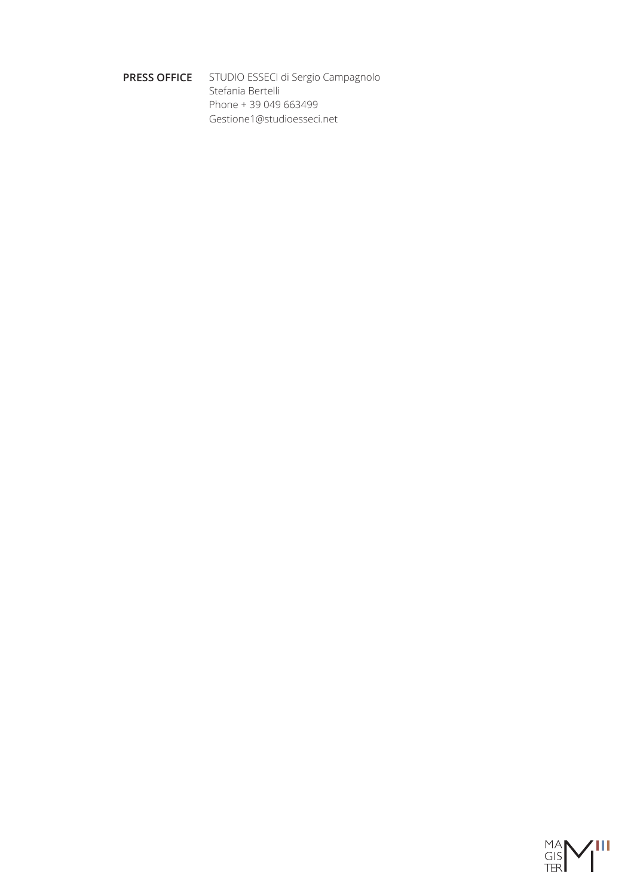**PRESS OFFICE** STUDIO ESSECI di Sergio Campagnolo
Stefania Bertelli
Phone + 39 049 663499
Gestione1@studioesseci.net